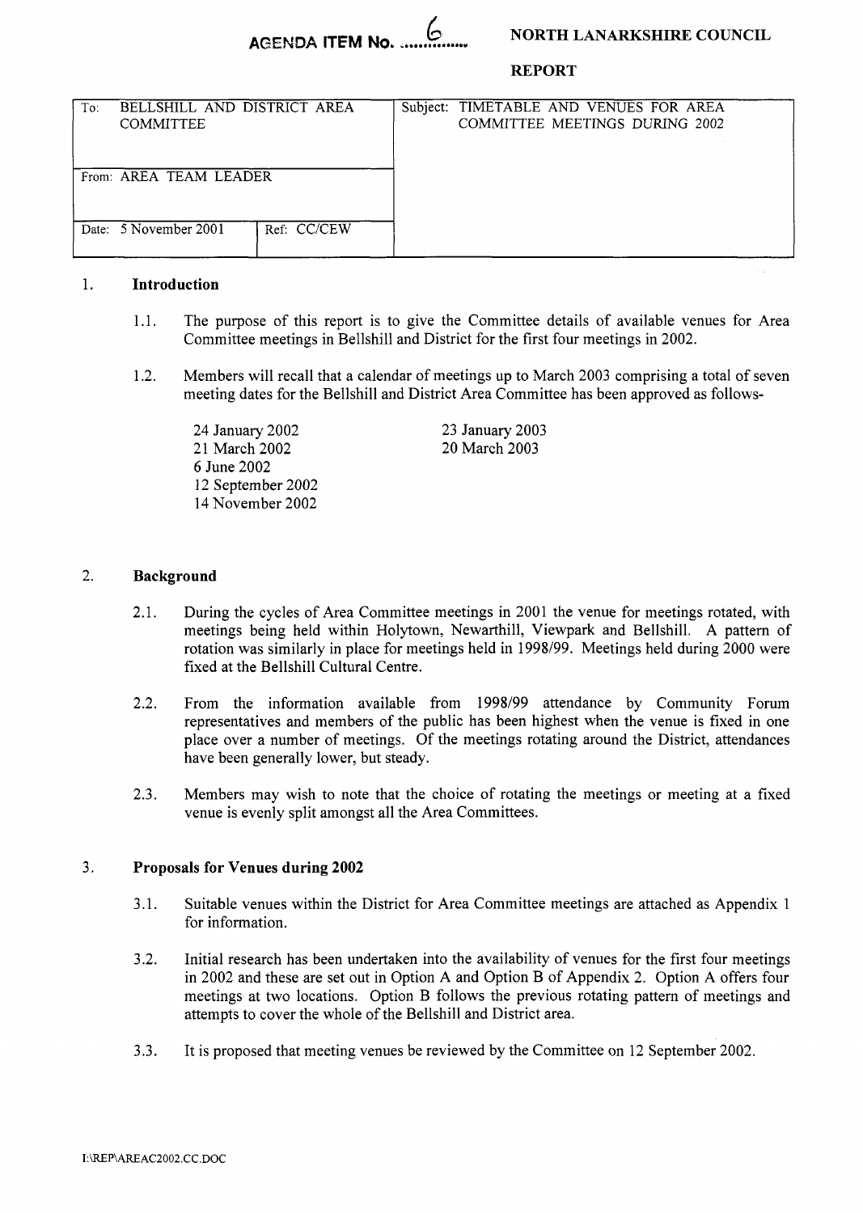AGENDA ITEM No. 6

**NORTH LANARKSHIRE COUNCIL**

**REPORT**

| To: BELLSHILL AND DISTRICT AREA COMMITTEE | | Subject: TIMETABLE AND VENUES FOR AREA COMMITTEE MEETINGS DURING 2002 |
|---|---|---|
| From: AREA TEAM LEADER | | |
| Date: 5 November 2001 | Ref: CC/CEW | |

## 1. Introduction

1.1. The purpose of this report is to give the Committee details of available venues for Area Committee meetings in Bellshill and District for the first four meetings in 2002.

1.2. Members will recall that a calendar of meetings up to March 2003 comprising a total of seven meeting dates for the Bellshill and District Area Committee has been approved as follows-

24 January 2002
21 March 2002
6 June 2002
12 September 2002
14 November 2002
23 January 2003
20 March 2003

## 2. Background

2.1. During the cycles of Area Committee meetings in 2001 the venue for meetings rotated, with meetings being held within Holytown, Newarthill, Viewpark and Bellshill. A pattern of rotation was similarly in place for meetings held in 1998/99. Meetings held during 2000 were fixed at the Bellshill Cultural Centre.

2.2. From the information available from 1998/99 attendance by Community Forum representatives and members of the public has been highest when the venue is fixed in one place over a number of meetings. Of the meetings rotating around the District, attendances have been generally lower, but steady.

2.3. Members may wish to note that the choice of rotating the meetings or meeting at a fixed venue is evenly split amongst all the Area Committees.

## 3. Proposals for Venues during 2002

3.1. Suitable venues within the District for Area Committee meetings are attached as Appendix 1 for information.

3.2. Initial research has been undertaken into the availability of venues for the first four meetings in 2002 and these are set out in Option A and Option B of Appendix 2. Option A offers four meetings at two locations. Option B follows the previous rotating pattern of meetings and attempts to cover the whole of the Bellshill and District area.

3.3. It is proposed that meeting venues be reviewed by the Committee on 12 September 2002.

I:\REP\AREAC2002.CC.DOC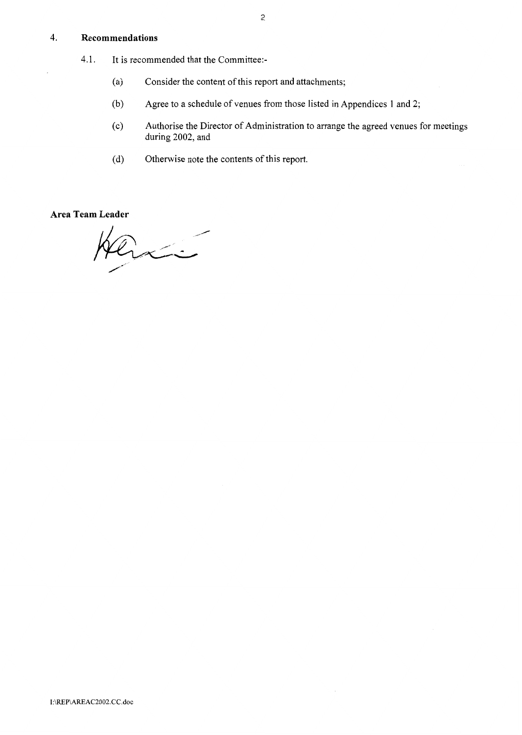## 4. Recommendations

4.1. It is recommended that the Committee:-

(a) Consider the content of this report and attachments;

(b) Agree to a schedule of venues from those listed in Appendices 1 and 2;

(c) Authorise the Director of Administration to arrange the agreed venues for meetings during 2002, and

(d) Otherwise note the contents of this report.

**Area Team Leader**

I:\REP\AREAC2002.CC.doc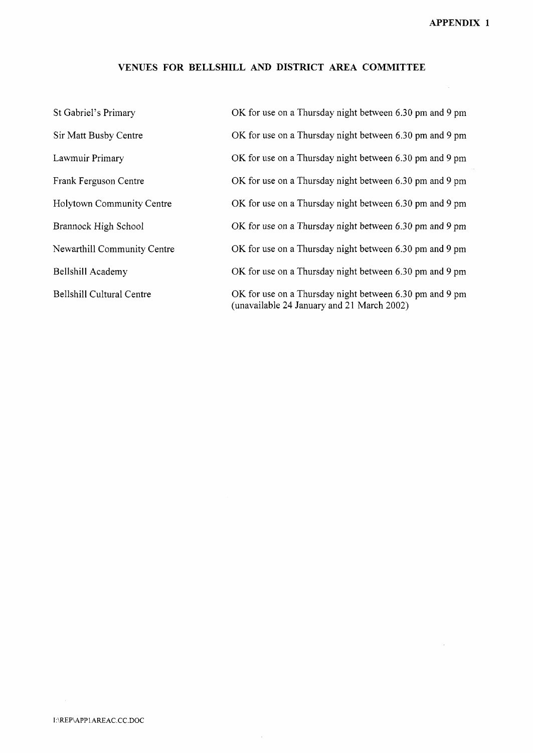**APPENDIX 1**

## VENUES FOR BELLSHILL AND DISTRICT AREA COMMITTEE

| | |
|---|---|
| St Gabriel's Primary | OK for use on a Thursday night between 6.30 pm and 9 pm |
| Sir Matt Busby Centre | OK for use on a Thursday night between 6.30 pm and 9 pm |
| Lawmuir Primary | OK for use on a Thursday night between 6.30 pm and 9 pm |
| Frank Ferguson Centre | OK for use on a Thursday night between 6.30 pm and 9 pm |
| Holytown Community Centre | OK for use on a Thursday night between 6.30 pm and 9 pm |
| Brannock High School | OK for use on a Thursday night between 6.30 pm and 9 pm |
| Newarthill Community Centre | OK for use on a Thursday night between 6.30 pm and 9 pm |
| Bellshill Academy | OK for use on a Thursday night between 6.30 pm and 9 pm |
| Bellshill Cultural Centre | OK for use on a Thursday night between 6.30 pm and 9 pm (unavailable 24 January and 21 March 2002) |

I:\REP\APP1AREAC.CC.DOC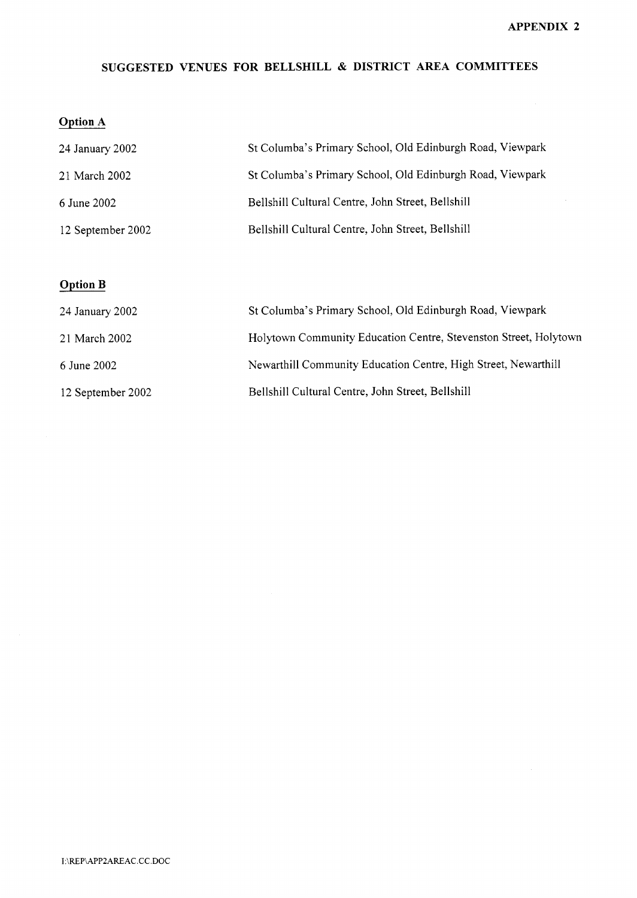**APPENDIX 2**

# SUGGESTED VENUES FOR BELLSHILL & DISTRICT AREA COMMITTEES

## Option A

| | |
|---|---|
| 24 January 2002 | St Columba's Primary School, Old Edinburgh Road, Viewpark |
| 21 March 2002 | St Columba's Primary School, Old Edinburgh Road, Viewpark |
| 6 June 2002 | Bellshill Cultural Centre, John Street, Bellshill |
| 12 September 2002 | Bellshill Cultural Centre, John Street, Bellshill |

## Option B

| | |
|---|---|
| 24 January 2002 | St Columba's Primary School, Old Edinburgh Road, Viewpark |
| 21 March 2002 | Holytown Community Education Centre, Stevenston Street, Holytown |
| 6 June 2002 | Newarthill Community Education Centre, High Street, Newarthill |
| 12 September 2002 | Bellshill Cultural Centre, John Street, Bellshill |

I:\REP\APP2AREAC.CC.DOC